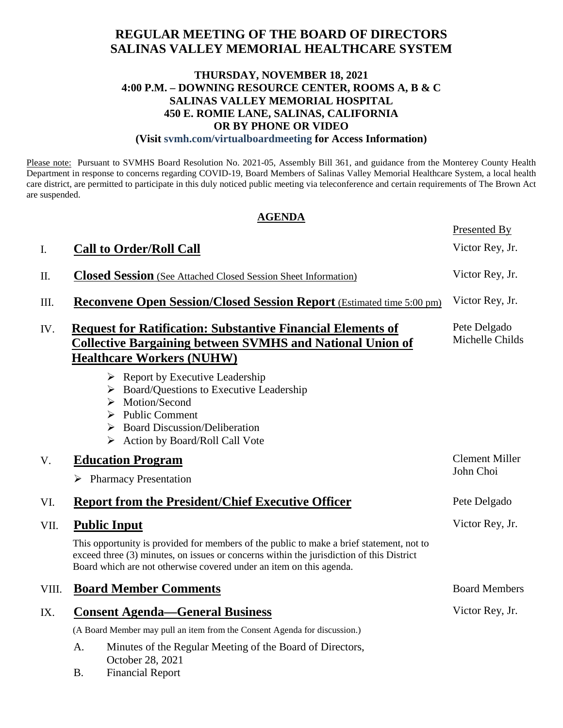# REGULAR MEETING OF THE BOARD OF DIRECTORS
# SALINAS VALLEY MEMORIAL HEALTHCARE SYSTEM

**THURSDAY, NOVEMBER 18, 2021**
**4:00 P.M. – DOWNING RESOURCE CENTER, ROOMS A, B & C**
**SALINAS VALLEY MEMORIAL HOSPITAL**
**450 E. ROMIE LANE, SALINAS, CALIFORNIA**
**OR BY PHONE OR VIDEO**
**(Visit svmh.com/virtualboardmeeting for Access Information)**

Please note: Pursuant to SVMHS Board Resolution No. 2021-05, Assembly Bill 361, and guidance from the Monterey County Health Department in response to concerns regarding COVID-19, Board Members of Salinas Valley Memorial Healthcare System, a local health care district, are permitted to participate in this duly noticed public meeting via teleconference and certain requirements of The Brown Act are suspended.

## AGENDA

| | | Presented By |
|---|---|---|
| I. | **Call to Order/Roll Call** | Victor Rey, Jr. |
| II. | **Closed Session** (See Attached Closed Session Sheet Information) | Victor Rey, Jr. |
| III. | **Reconvene Open Session/Closed Session Report** (Estimated time 5:00 pm) | Victor Rey, Jr. |
| IV. | **Request for Ratification: Substantive Financial Elements of Collective Bargaining between SVMHS and National Union of Healthcare Workers (NUHW)** | Pete Delgado, Michelle Childs |

- Report by Executive Leadership
- Board/Questions to Executive Leadership
- Motion/Second
- Public Comment
- Board Discussion/Deliberation
- Action by Board/Roll Call Vote

| | | |
|---|---|---|
| V. | **Education Program** | Clement Miller, John Choi |

- Pharmacy Presentation

| | | |
|---|---|---|
| VI. | **Report from the President/Chief Executive Officer** | Pete Delgado |
| VII. | **Public Input** | Victor Rey, Jr. |

This opportunity is provided for members of the public to make a brief statement, not to exceed three (3) minutes, on issues or concerns within the jurisdiction of this District Board which are not otherwise covered under an item on this agenda.

| | | |
|---|---|---|
| VIII. | **Board Member Comments** | Board Members |
| IX. | **Consent Agenda—General Business** | Victor Rey, Jr. |

(A Board Member may pull an item from the Consent Agenda for discussion.)

A. Minutes of the Regular Meeting of the Board of Directors, October 28, 2021
B. Financial Report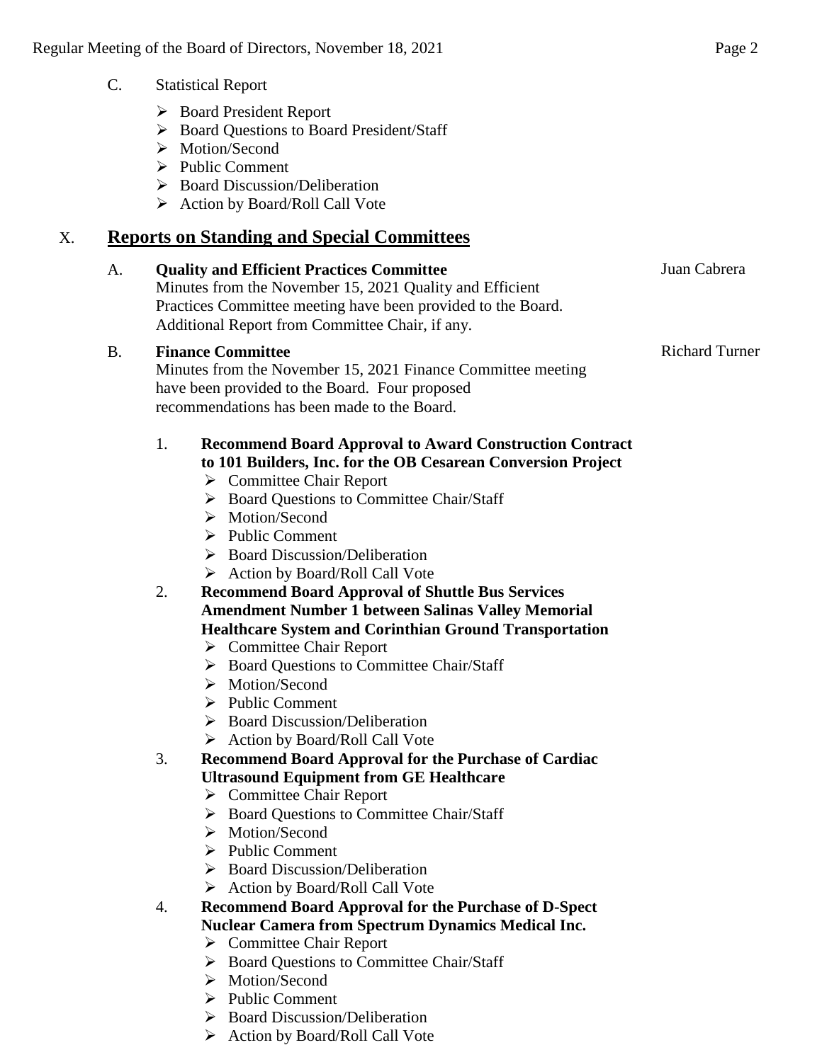C. Statistical Report

- Board President Report
- Board Questions to Board President/Staff
- Motion/Second
- Public Comment
- Board Discussion/Deliberation
- Action by Board/Roll Call Vote

## X. Reports on Standing and Special Committees

A. **Quality and Efficient Practices Committee** — Juan Cabrera

Minutes from the November 15, 2021 Quality and Efficient Practices Committee meeting have been provided to the Board. Additional Report from Committee Chair, if any.

B. **Finance Committee** — Richard Turner

Minutes from the November 15, 2021 Finance Committee meeting have been provided to the Board. Four proposed recommendations has been made to the Board.

1. **Recommend Board Approval to Award Construction Contract to 101 Builders, Inc. for the OB Cesarean Conversion Project**
   - Committee Chair Report
   - Board Questions to Committee Chair/Staff
   - Motion/Second
   - Public Comment
   - Board Discussion/Deliberation
   - Action by Board/Roll Call Vote
2. **Recommend Board Approval of Shuttle Bus Services Amendment Number 1 between Salinas Valley Memorial Healthcare System and Corinthian Ground Transportation**
   - Committee Chair Report
   - Board Questions to Committee Chair/Staff
   - Motion/Second
   - Public Comment
   - Board Discussion/Deliberation
   - Action by Board/Roll Call Vote
3. **Recommend Board Approval for the Purchase of Cardiac Ultrasound Equipment from GE Healthcare**
   - Committee Chair Report
   - Board Questions to Committee Chair/Staff
   - Motion/Second
   - Public Comment
   - Board Discussion/Deliberation
   - Action by Board/Roll Call Vote
4. **Recommend Board Approval for the Purchase of D-Spect Nuclear Camera from Spectrum Dynamics Medical Inc.**
   - Committee Chair Report
   - Board Questions to Committee Chair/Staff
   - Motion/Second
   - Public Comment
   - Board Discussion/Deliberation
   - Action by Board/Roll Call Vote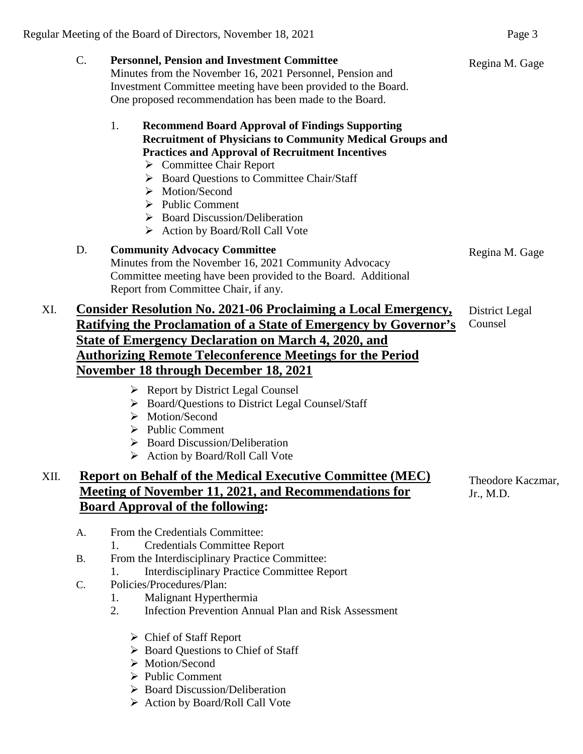C. **Personnel, Pension and Investment Committee** — Regina M. Gage

Minutes from the November 16, 2021 Personnel, Pension and Investment Committee meeting have been provided to the Board. One proposed recommendation has been made to the Board.

1. **Recommend Board Approval of Findings Supporting Recruitment of Physicians to Community Medical Groups and Practices and Approval of Recruitment Incentives**
   - ➢ Committee Chair Report
   - ➢ Board Questions to Committee Chair/Staff
   - ➢ Motion/Second
   - ➢ Public Comment
   - ➢ Board Discussion/Deliberation
   - ➢ Action by Board/Roll Call Vote

D. **Community Advocacy Committee** — Regina M. Gage

Minutes from the November 16, 2021 Community Advocacy Committee meeting have been provided to the Board. Additional Report from Committee Chair, if any.

## XI. <u>Consider Resolution No. 2021-06 Proclaiming a Local Emergency, Ratifying the Proclamation of a State of Emergency by Governor's State of Emergency Declaration on March 4, 2020, and Authorizing Remote Teleconference Meetings for the Period November 18 through December 18, 2021</u> — District Legal Counsel

- ➢ Report by District Legal Counsel
- ➢ Board/Questions to District Legal Counsel/Staff
- ➢ Motion/Second
- ➢ Public Comment
- ➢ Board Discussion/Deliberation
- ➢ Action by Board/Roll Call Vote

## XII. <u>Report on Behalf of the Medical Executive Committee (MEC) Meeting of November 11, 2021, and Recommendations for Board Approval of the following</u>: — Theodore Kaczmar, Jr., M.D.

A. From the Credentials Committee:
   1. Credentials Committee Report

B. From the Interdisciplinary Practice Committee:
   1. Interdisciplinary Practice Committee Report

C. Policies/Procedures/Plan:
   1. Malignant Hyperthermia
   2. Infection Prevention Annual Plan and Risk Assessment

- ➢ Chief of Staff Report
- ➢ Board Questions to Chief of Staff
- ➢ Motion/Second
- ➢ Public Comment
- ➢ Board Discussion/Deliberation
- ➢ Action by Board/Roll Call Vote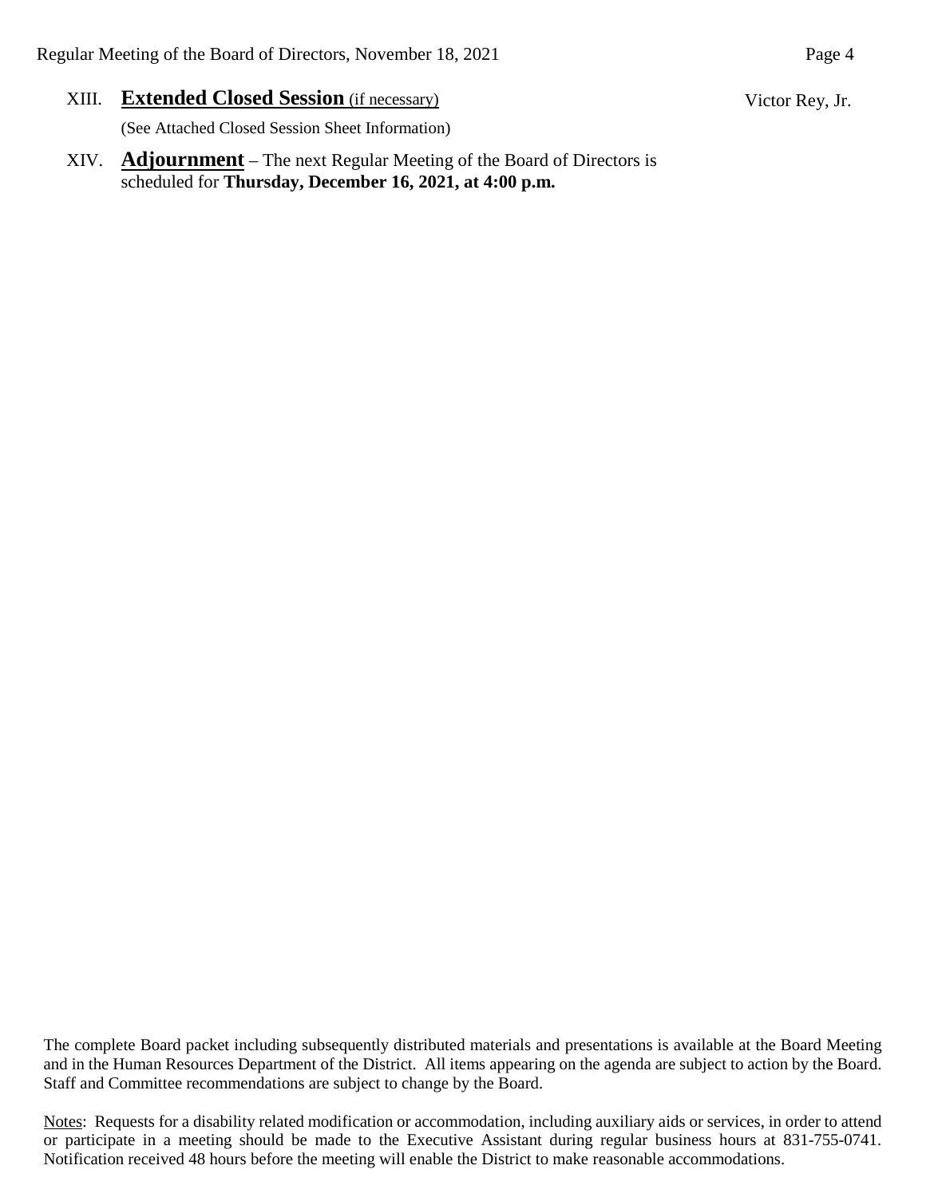XIII. **Extended Closed Session** (if necessary) Victor Rey, Jr.

(See Attached Closed Session Sheet Information)

XIV. **Adjournment** – The next Regular Meeting of the Board of Directors is scheduled for **Thursday, December 16, 2021, at 4:00 p.m.**

The complete Board packet including subsequently distributed materials and presentations is available at the Board Meeting and in the Human Resources Department of the District. All items appearing on the agenda are subject to action by the Board. Staff and Committee recommendations are subject to change by the Board.

Notes: Requests for a disability related modification or accommodation, including auxiliary aids or services, in order to attend or participate in a meeting should be made to the Executive Assistant during regular business hours at 831-755-0741. Notification received 48 hours before the meeting will enable the District to make reasonable accommodations.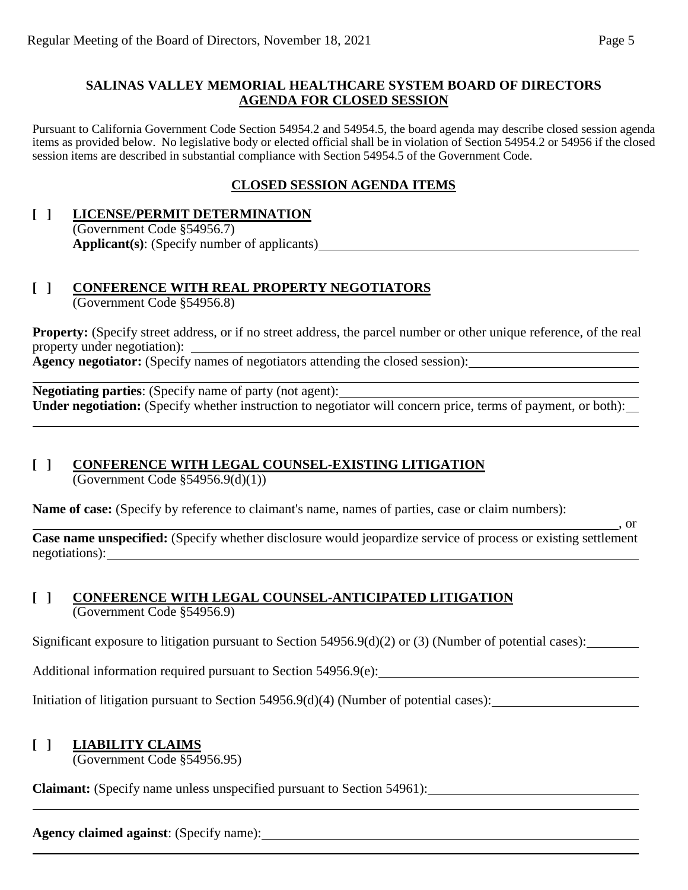**SALINAS VALLEY MEMORIAL HEALTHCARE SYSTEM BOARD OF DIRECTORS**
**AGENDA FOR CLOSED SESSION**

Pursuant to California Government Code Section 54954.2 and 54954.5, the board agenda may describe closed session agenda items as provided below. No legislative body or elected official shall be in violation of Section 54954.2 or 54956 if the closed session items are described in substantial compliance with Section 54954.5 of the Government Code.

**CLOSED SESSION AGENDA ITEMS**

**[ ] LICENSE/PERMIT DETERMINATION**
(Government Code §54956.7)
**Applicant(s)**: (Specify number of applicants)

**[ ] CONFERENCE WITH REAL PROPERTY NEGOTIATORS**
(Government Code §54956.8)

**Property:** (Specify street address, or if no street address, the parcel number or other unique reference, of the real property under negotiation):
**Agency negotiator:** (Specify names of negotiators attending the closed session):

**Negotiating parties**: (Specify name of party (not agent):
**Under negotiation:** (Specify whether instruction to negotiator will concern price, terms of payment, or both):

**[ ] CONFERENCE WITH LEGAL COUNSEL-EXISTING LITIGATION**
(Government Code §54956.9(d)(1))

**Name of case:** (Specify by reference to claimant's name, names of parties, case or claim numbers):
, or
**Case name unspecified:** (Specify whether disclosure would jeopardize service of process or existing settlement negotiations):

**[ ] CONFERENCE WITH LEGAL COUNSEL-ANTICIPATED LITIGATION**
(Government Code §54956.9)

Significant exposure to litigation pursuant to Section 54956.9(d)(2) or (3) (Number of potential cases):

Additional information required pursuant to Section 54956.9(e):

Initiation of litigation pursuant to Section 54956.9(d)(4) (Number of potential cases):

**[ ] LIABILITY CLAIMS**
(Government Code §54956.95)

**Claimant:** (Specify name unless unspecified pursuant to Section 54961):

**Agency claimed against**: (Specify name):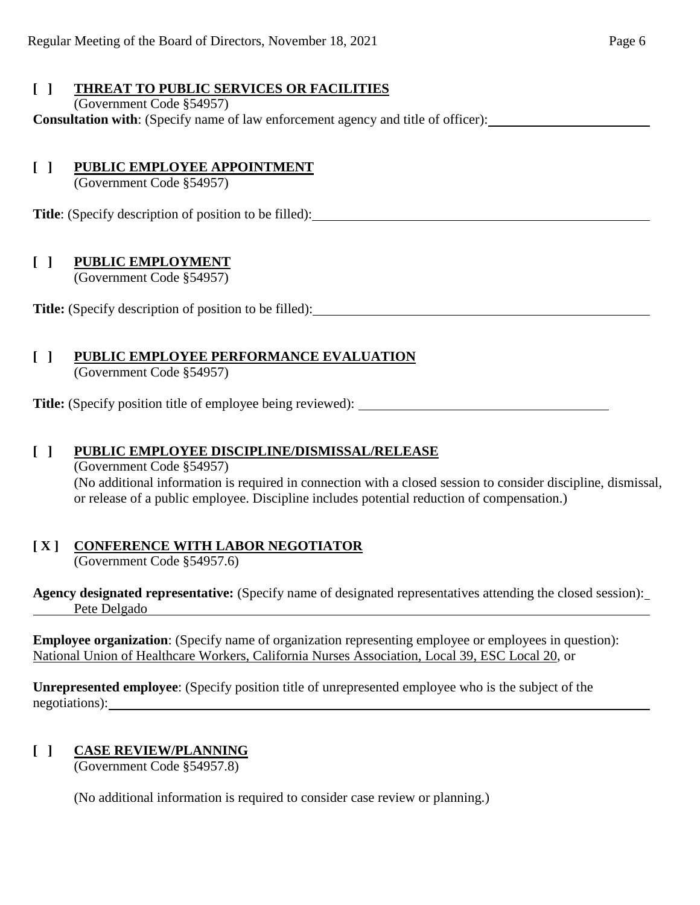**[ ] THREAT TO PUBLIC SERVICES OR FACILITIES**
(Government Code §54957)

**Consultation with**: (Specify name of law enforcement agency and title of officer):

**[ ] PUBLIC EMPLOYEE APPOINTMENT**
(Government Code §54957)

**Title**: (Specify description of position to be filled):

**[ ] PUBLIC EMPLOYMENT**
(Government Code §54957)

**Title:** (Specify description of position to be filled):

**[ ] PUBLIC EMPLOYEE PERFORMANCE EVALUATION**
(Government Code §54957)

**Title:** (Specify position title of employee being reviewed):

**[ ] PUBLIC EMPLOYEE DISCIPLINE/DISMISSAL/RELEASE**
(Government Code §54957)
(No additional information is required in connection with a closed session to consider discipline, dismissal, or release of a public employee. Discipline includes potential reduction of compensation.)

**[ X ] CONFERENCE WITH LABOR NEGOTIATOR**
(Government Code §54957.6)

**Agency designated representative:** (Specify name of designated representatives attending the closed session): Pete Delgado

**Employee organization**: (Specify name of organization representing employee or employees in question): National Union of Healthcare Workers, California Nurses Association, Local 39, ESC Local 20, or

**Unrepresented employee**: (Specify position title of unrepresented employee who is the subject of the negotiations):

**[ ] CASE REVIEW/PLANNING**
(Government Code §54957.8)

(No additional information is required to consider case review or planning.)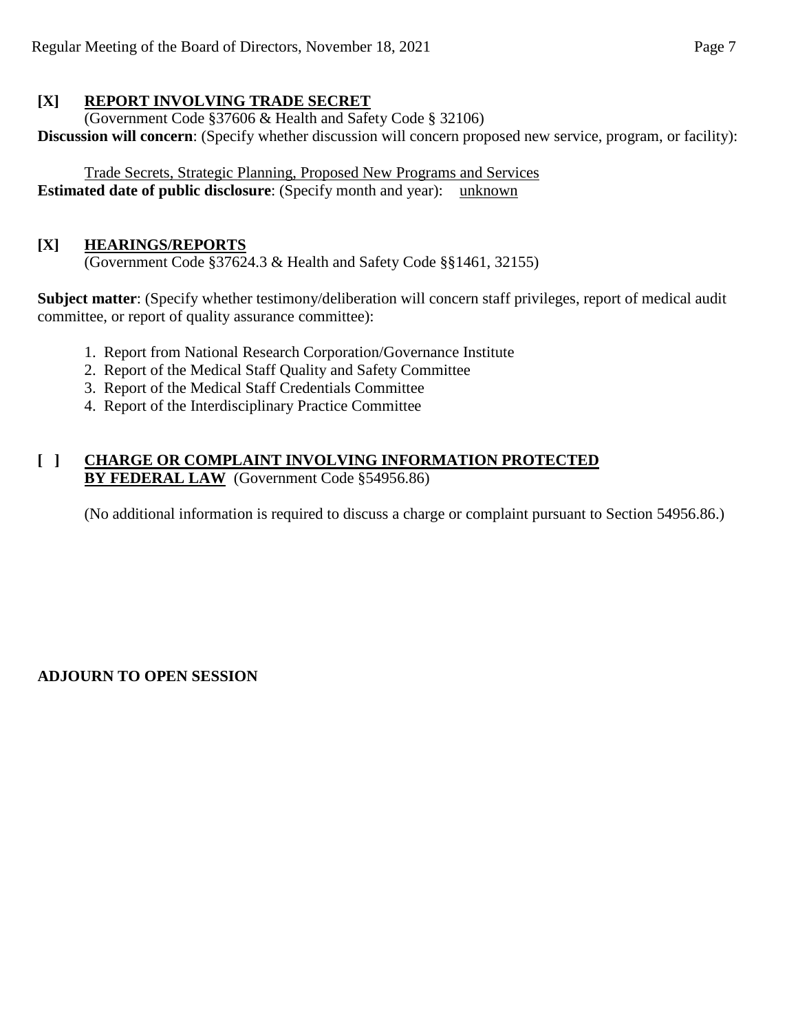**[X] REPORT INVOLVING TRADE SECRET**
(Government Code §37606 & Health and Safety Code § 32106)

**Discussion will concern**: (Specify whether discussion will concern proposed new service, program, or facility):

Trade Secrets, Strategic Planning, Proposed New Programs and Services

**Estimated date of public disclosure**: (Specify month and year): unknown

**[X] HEARINGS/REPORTS**
(Government Code §37624.3 & Health and Safety Code §§1461, 32155)

**Subject matter**: (Specify whether testimony/deliberation will concern staff privileges, report of medical audit committee, or report of quality assurance committee):

1. Report from National Research Corporation/Governance Institute
2. Report of the Medical Staff Quality and Safety Committee
3. Report of the Medical Staff Credentials Committee
4. Report of the Interdisciplinary Practice Committee

**[ ] CHARGE OR COMPLAINT INVOLVING INFORMATION PROTECTED BY FEDERAL LAW** (Government Code §54956.86)

(No additional information is required to discuss a charge or complaint pursuant to Section 54956.86.)

**ADJOURN TO OPEN SESSION**